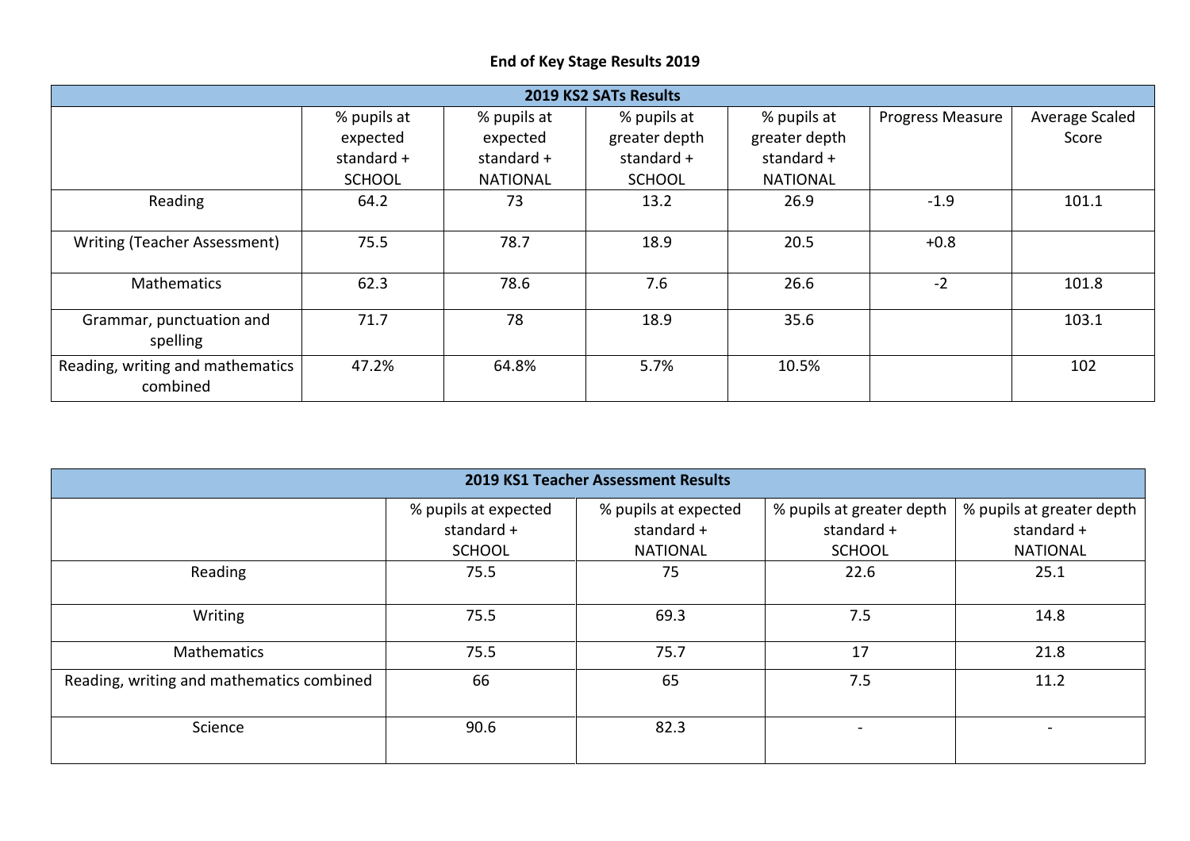# End of Key Stage Results 2019

| 2019 KS2 SATs Results | | | | | | |
|---|---|---|---|---|---|---|
| | % pupils at expected standard + SCHOOL | % pupils at expected standard + NATIONAL | % pupils at greater depth standard + SCHOOL | % pupils at greater depth standard + NATIONAL | Progress Measure | Average Scaled Score |
| Reading | 64.2 | 73 | 13.2 | 26.9 | -1.9 | 101.1 |
| Writing (Teacher Assessment) | 75.5 | 78.7 | 18.9 | 20.5 | +0.8 | |
| Mathematics | 62.3 | 78.6 | 7.6 | 26.6 | -2 | 101.8 |
| Grammar, punctuation and spelling | 71.7 | 78 | 18.9 | 35.6 | | 103.1 |
| Reading, writing and mathematics combined | 47.2% | 64.8% | 5.7% | 10.5% | | 102 |

| 2019 KS1 Teacher Assessment Results | | | | |
|---|---|---|---|---|
| | % pupils at expected standard + SCHOOL | % pupils at expected standard + NATIONAL | % pupils at greater depth standard + SCHOOL | % pupils at greater depth standard + NATIONAL |
| Reading | 75.5 | 75 | 22.6 | 25.1 |
| Writing | 75.5 | 69.3 | 7.5 | 14.8 |
| Mathematics | 75.5 | 75.7 | 17 | 21.8 |
| Reading, writing and mathematics combined | 66 | 65 | 7.5 | 11.2 |
| Science | 90.6 | 82.3 | - | - |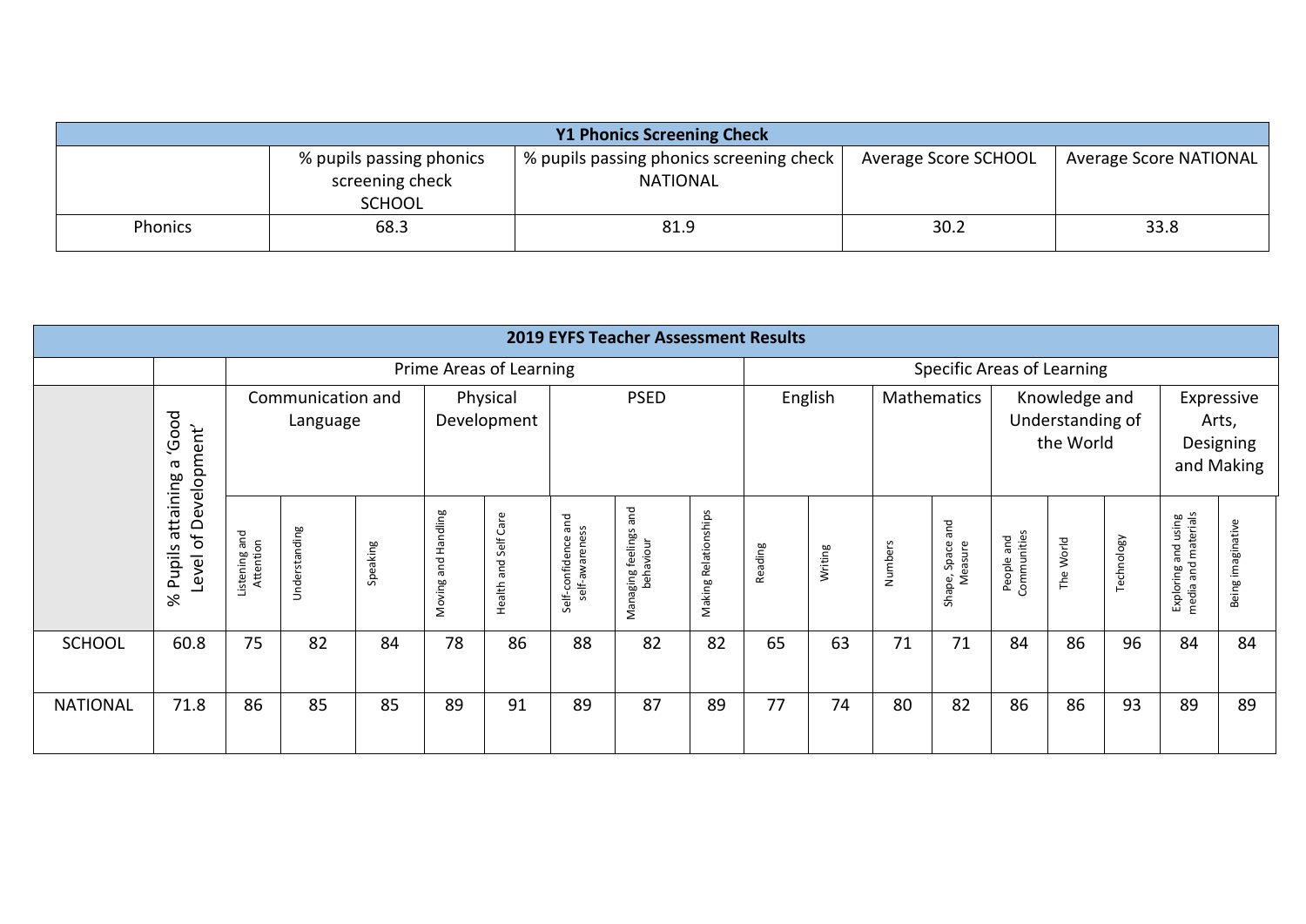| Y1 Phonics Screening Check | | | | |
|---|---|---|---|---|
| | % pupils passing phonics screening check SCHOOL | % pupils passing phonics screening check NATIONAL | Average Score SCHOOL | Average Score NATIONAL |
| Phonics | 68.3 | 81.9 | 30.2 | 33.8 |

| 2019 EYFS Teacher Assessment Results | | | | | | | | | | | | | | | | | | |
|---|---|---|---|---|---|---|---|---|---|---|---|---|---|---|---|---|---|---|
| | | Prime Areas of Learning | | | | | | | | Specific Areas of Learning | | | | | | | | |
| | | Communication and Language | | | Physical Development | | PSED | | | English | | Mathematics | | Knowledge and Understanding of the World | | | Expressive Arts, Designing and Making | |
| | % Pupils attaining a 'Good Level of Development' | Listening and Attention | Understanding | Speaking | Moving and Handling | Health and Self Care | Self-confidence and self-awareness | Managing feelings and behaviour | Making Relationships | Reading | Writing | Numbers | Shape, Space and Measure | People and Communities | The World | Technology | Exploring and using media and materials | Being imaginative |
| SCHOOL | 60.8 | 75 | 82 | 84 | 78 | 86 | 88 | 82 | 82 | 65 | 63 | 71 | 71 | 84 | 86 | 96 | 84 | 84 |
| NATIONAL | 71.8 | 86 | 85 | 85 | 89 | 91 | 89 | 87 | 89 | 77 | 74 | 80 | 82 | 86 | 86 | 93 | 89 | 89 |